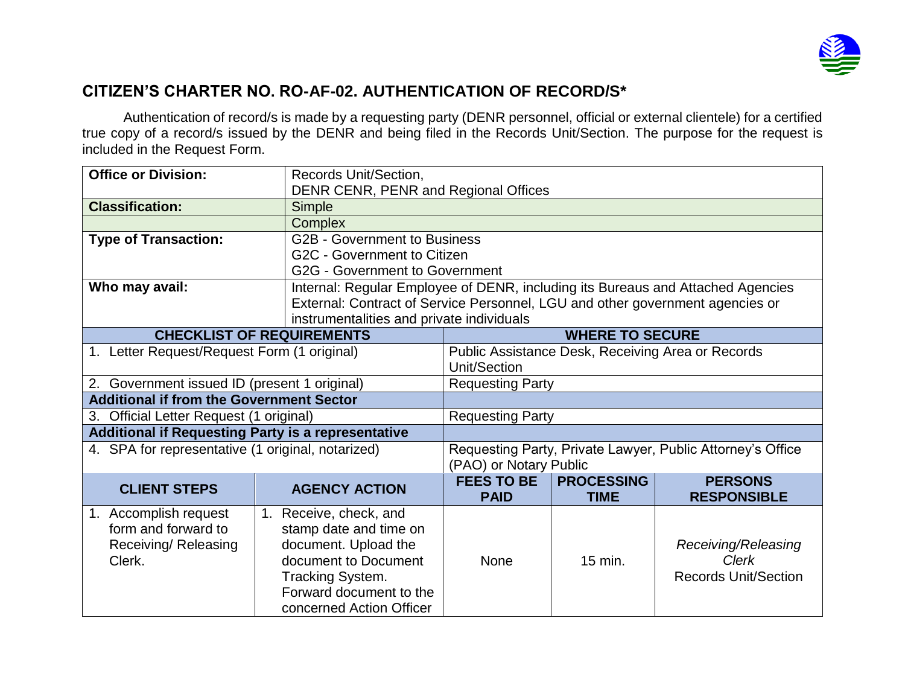## CITIZEN'S CHARTER NO. RO-AF-02. AUTHENTICATION OF RECORD/S*

Authentication of record/s is made by a requesting party (DENR personnel, official or external clientele) for a certified true copy of a record/s issued by the DENR and being filed in the Records Unit/Section. The purpose for the request is included in the Request Form.

| **Office or Division:** | Records Unit/Section,<br>DENR CENR, PENR and Regional Offices |
|---|---|
| **Classification:** | Simple |
| | Complex |
| **Type of Transaction:** | G2B - Government to Business<br>G2C - Government to Citizen<br>G2G - Government to Government |
| **Who may avail:** | Internal: Regular Employee of DENR, including its Bureaus and Attached Agencies<br>External: Contract of Service Personnel, LGU and other government agencies or instrumentalities and private individuals |

| **CHECKLIST OF REQUIREMENTS** | **WHERE TO SECURE** |
|---|---|
| 1. Letter Request/Request Form (1 original) | Public Assistance Desk, Receiving Area or Records Unit/Section |
| 2. Government issued ID (present 1 original) | Requesting Party |
| **Additional if from the Government Sector** | |
| 3. Official Letter Request (1 original) | Requesting Party |
| **Additional if Requesting Party is a representative** | |
| 4. SPA for representative (1 original, notarized) | Requesting Party, Private Lawyer, Public Attorney's Office (PAO) or Notary Public |

| **CLIENT STEPS** | **AGENCY ACTION** | **FEES TO BE PAID** | **PROCESSING TIME** | **PERSONS RESPONSIBLE** |
|---|---|---|---|---|
| 1. Accomplish request form and forward to Receiving/ Releasing Clerk. | 1. Receive, check, and stamp date and time on document. Upload the document to Document Tracking System. Forward document to the concerned Action Officer | None | 15 min. | *Receiving/Releasing Clerk*<br>Records Unit/Section |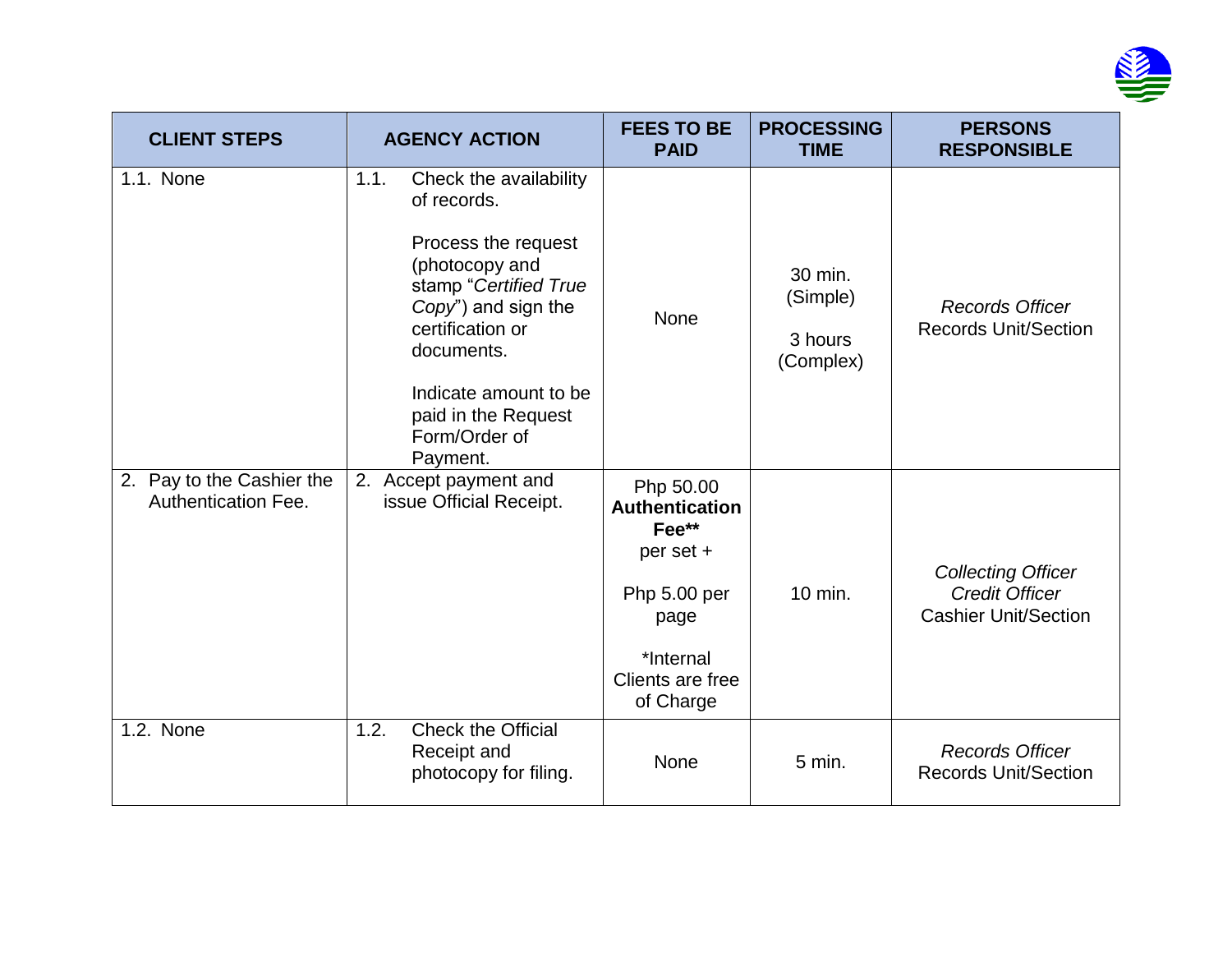| CLIENT STEPS | AGENCY ACTION | FEES TO BE PAID | PROCESSING TIME | PERSONS RESPONSIBLE |
|---|---|---|---|---|
| 1.1. None | 1.1. Check the availability of records.<br><br>Process the request (photocopy and stamp "*Certified True Copy*") and sign the certification or documents.<br><br>Indicate amount to be paid in the Request Form/Order of Payment. | None | 30 min. (Simple)<br><br>3 hours (Complex) | *Records Officer*<br>Records Unit/Section |
| 2. Pay to the Cashier the Authentication Fee. | 2. Accept payment and issue Official Receipt. | Php 50.00 **Authentication Fee**\*\* per set +<br><br>Php 5.00 per page<br><br>*Internal Clients are free of Charge | 10 min. | *Collecting Officer*<br>*Credit Officer*<br>Cashier Unit/Section |
| 1.2. None | 1.2. Check the Official Receipt and photocopy for filing. | None | 5 min. | *Records Officer*<br>Records Unit/Section |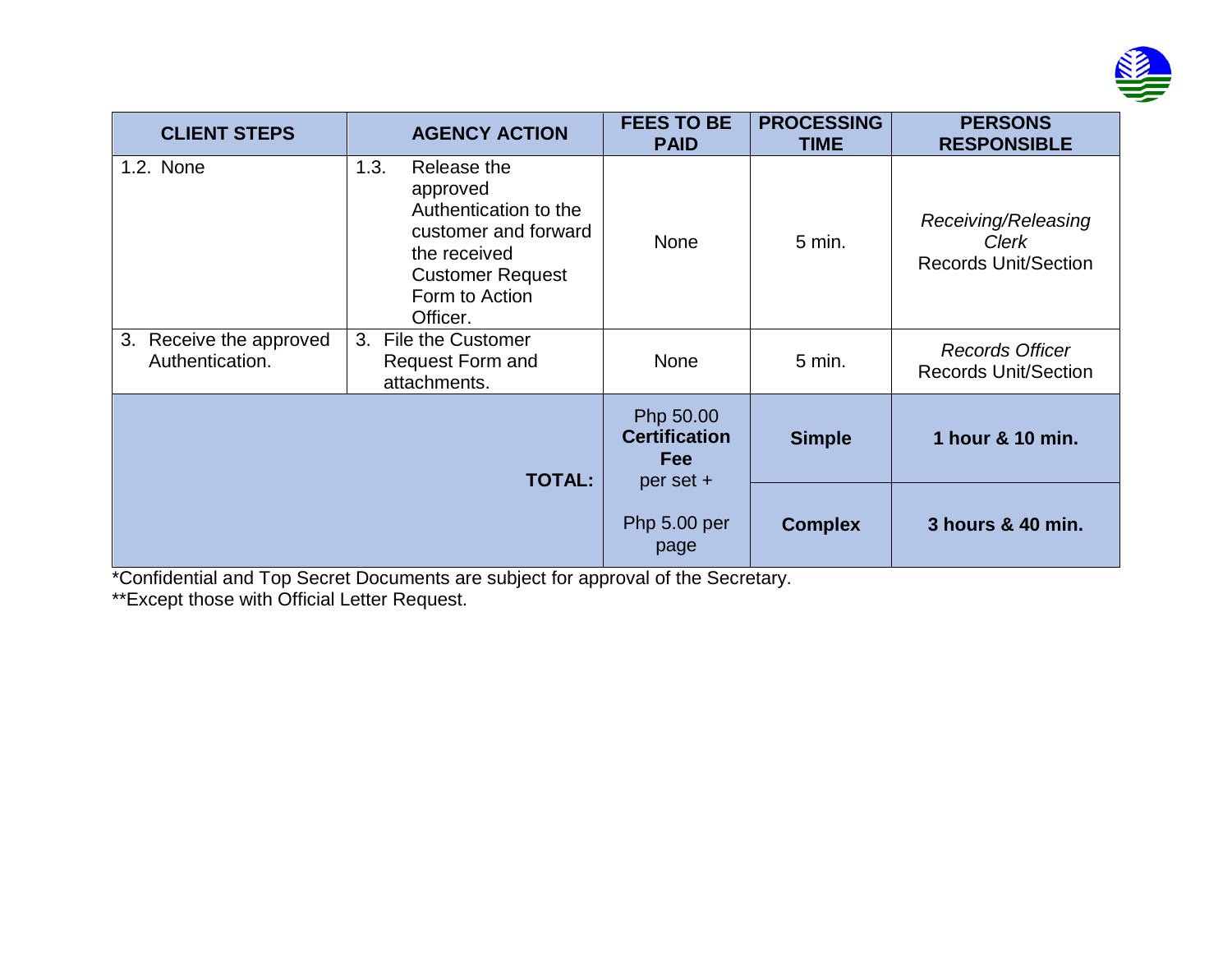| CLIENT STEPS | AGENCY ACTION | FEES TO BE PAID | PROCESSING TIME | PERSONS RESPONSIBLE |
|---|---|---|---|---|
| 1.2. None | 1.3. Release the approved Authentication to the customer and forward the received Customer Request Form to Action Officer. | None | 5 min. | *Receiving/Releasing Clerk* Records Unit/Section |
| 3. Receive the approved Authentication. | 3. File the Customer Request Form and attachments. | None | 5 min. | *Records Officer* Records Unit/Section |
| | **TOTAL:** | Php 50.00 **Certification Fee** per set + Php 5.00 per page | **Simple** | **1 hour & 10 min.** |
| | | | **Complex** | **3 hours & 40 min.** |

*Confidential and Top Secret Documents are subject for approval of the Secretary.
**Except those with Official Letter Request.